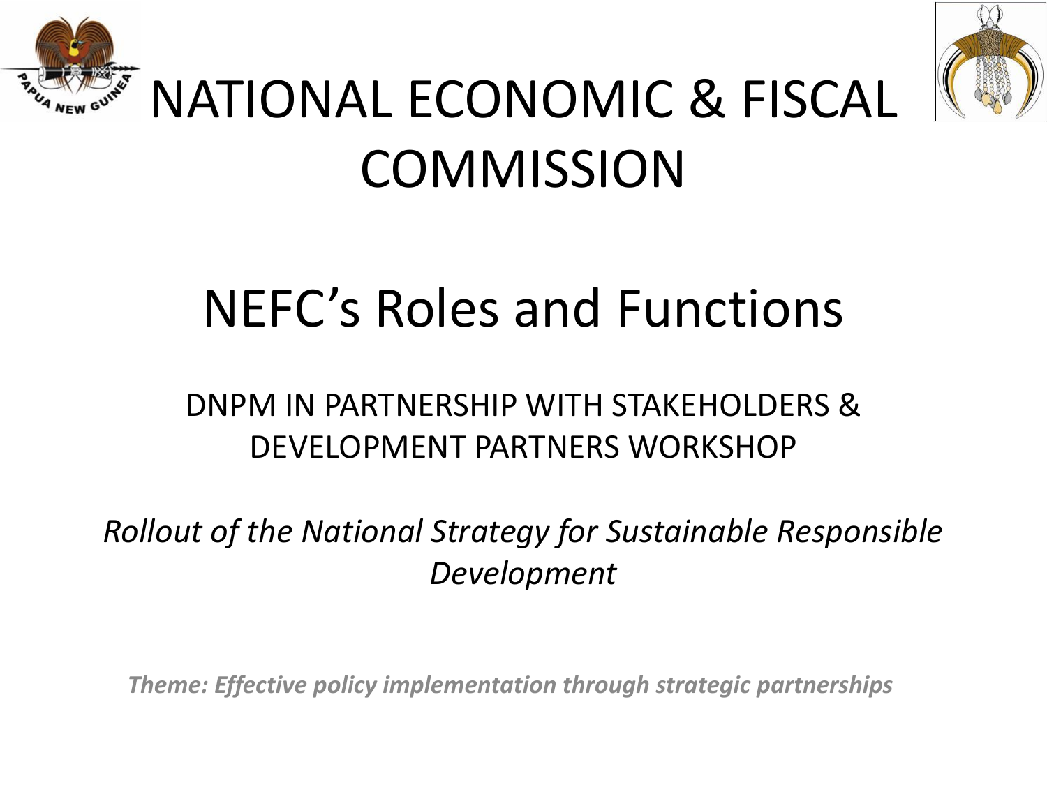# NATIONAL ECONOMIC & FISCAL COMMISSION

## NEFC's Roles and Functions

DNPM IN PARTNERSHIP WITH STAKEHOLDERS & DEVELOPMENT PARTNERS WORKSHOP

*Rollout of the National Strategy for Sustainable Responsible Development*

***Theme: Effective policy implementation through strategic partnerships***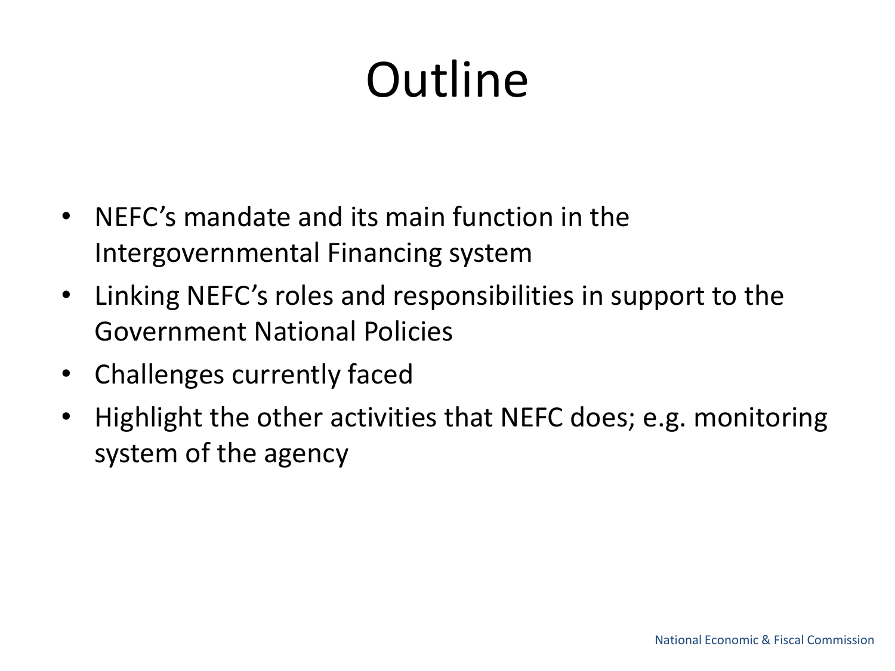# Outline

- NEFC's mandate and its main function in the Intergovernmental Financing system
- Linking NEFC's roles and responsibilities in support to the Government National Policies
- Challenges currently faced
- Highlight the other activities that NEFC does; e.g. monitoring system of the agency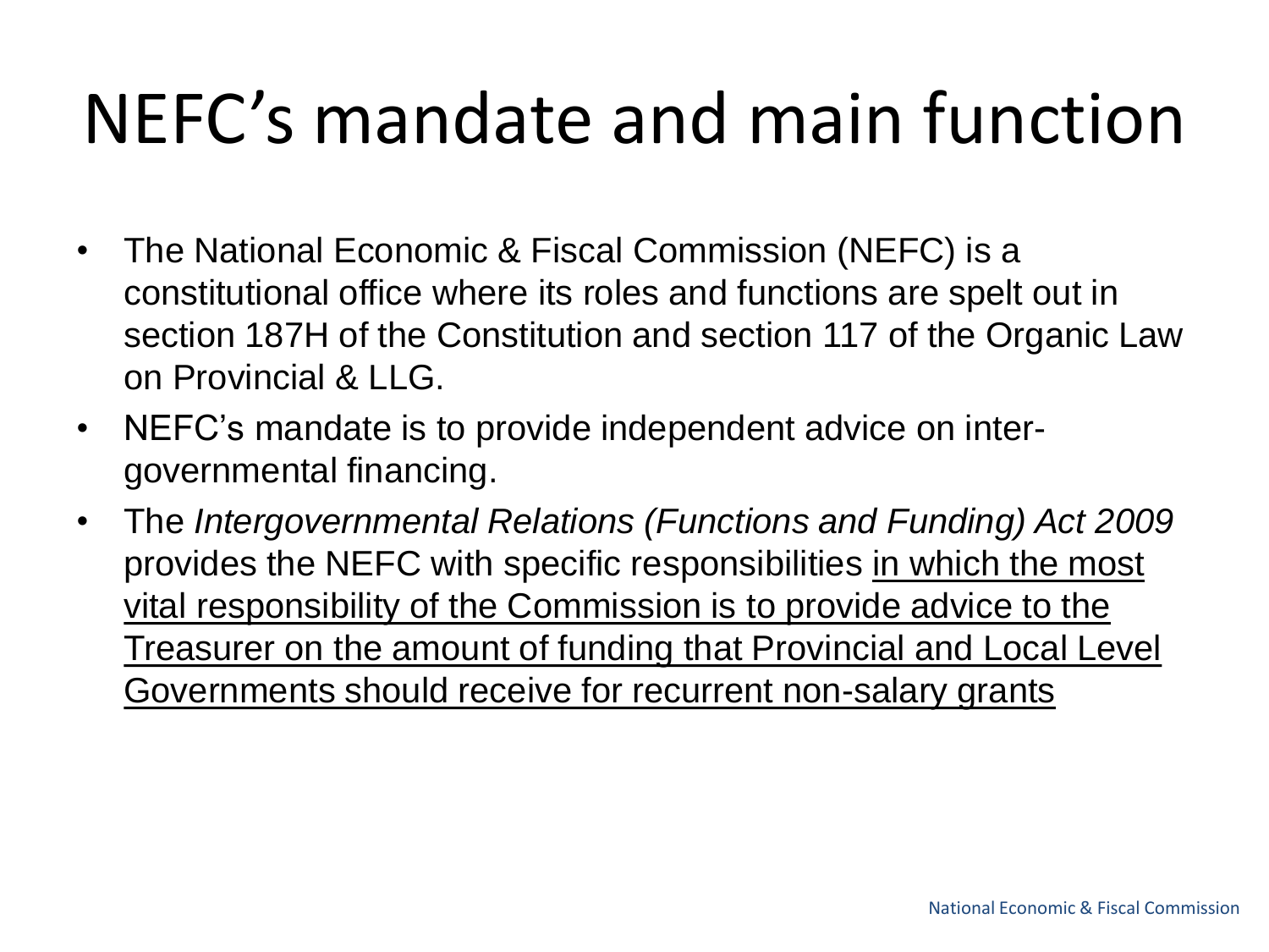# NEFC's mandate and main function

- The National Economic & Fiscal Commission (NEFC) is a constitutional office where its roles and functions are spelt out in section 187H of the Constitution and section 117 of the Organic Law on Provincial & LLG.
- NEFC's mandate is to provide independent advice on inter-governmental financing.
- The *Intergovernmental Relations (Functions and Funding) Act 2009* provides the NEFC with specific responsibilities <u>in which the most vital responsibility of the Commission is to provide advice to the Treasurer on the amount of funding that Provincial and Local Level Governments should receive for recurrent non-salary grants</u>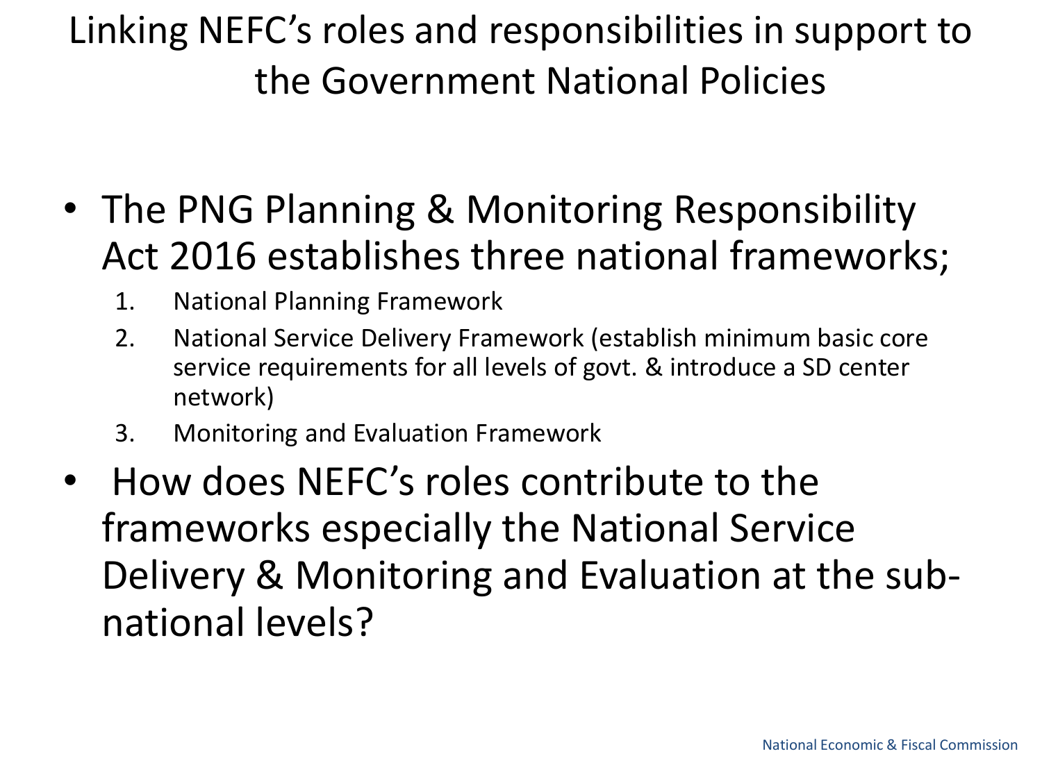# Linking NEFC's roles and responsibilities in support to the Government National Policies

- The PNG Planning & Monitoring Responsibility Act 2016 establishes three national frameworks;
  1. National Planning Framework
  2. National Service Delivery Framework (establish minimum basic core service requirements for all levels of govt. & introduce a SD center network)
  3. Monitoring and Evaluation Framework
- How does NEFC's roles contribute to the frameworks especially the National Service Delivery & Monitoring and Evaluation at the sub-national levels?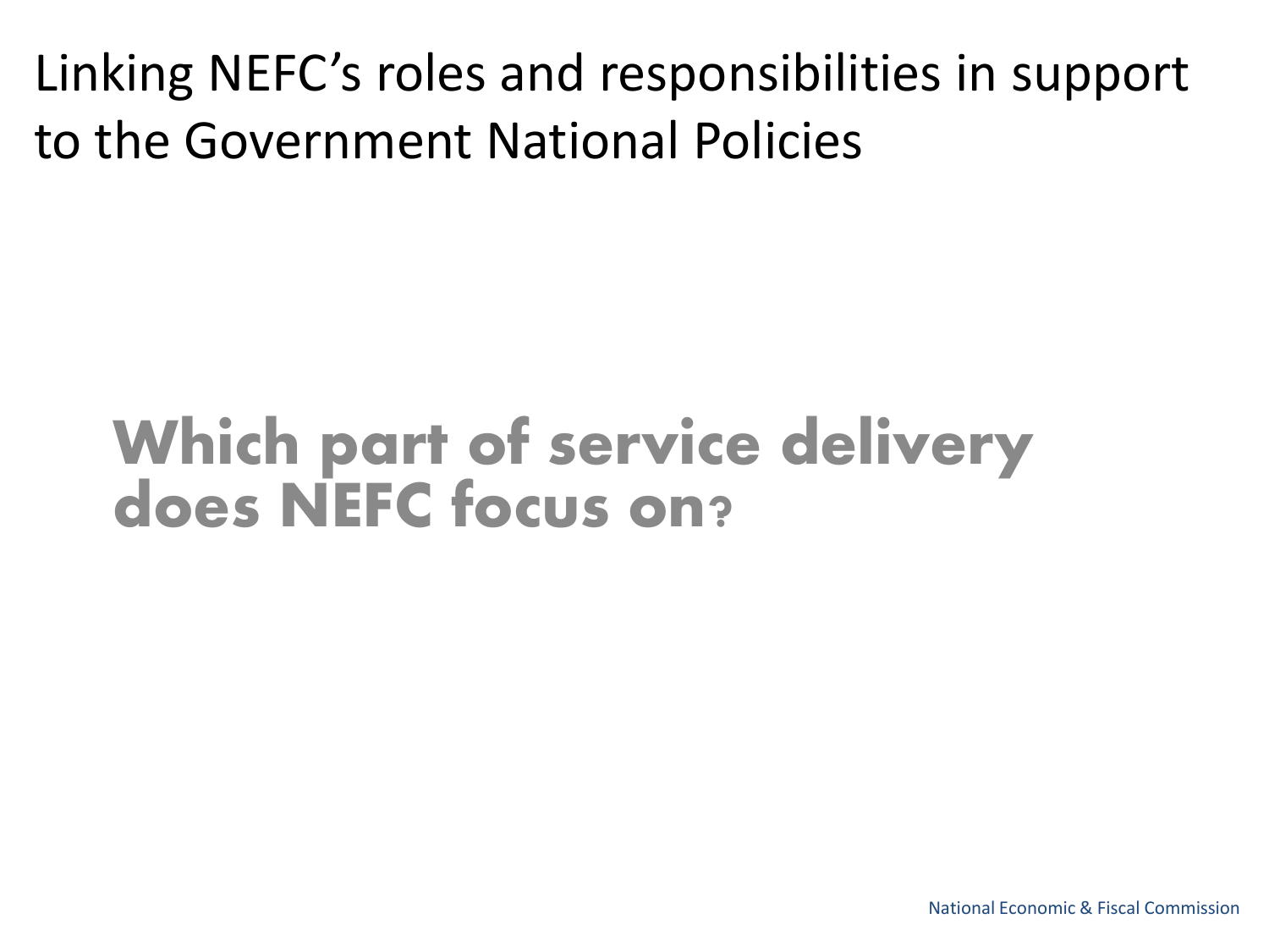# Linking NEFC's roles and responsibilities in support to the Government National Policies

## Which part of service delivery does NEFC focus on?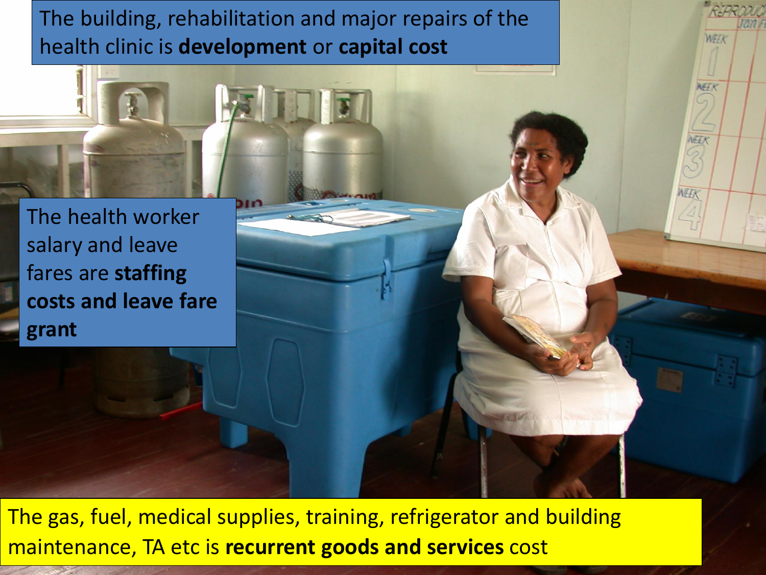The building, rehabilitation and major repairs of the health clinic is **development** or **capital cost**

The health worker salary and leave fares are **staffing costs and leave fare grant**

The gas, fuel, medical supplies, training, refrigerator and building maintenance, TA etc is **recurrent goods and services** cost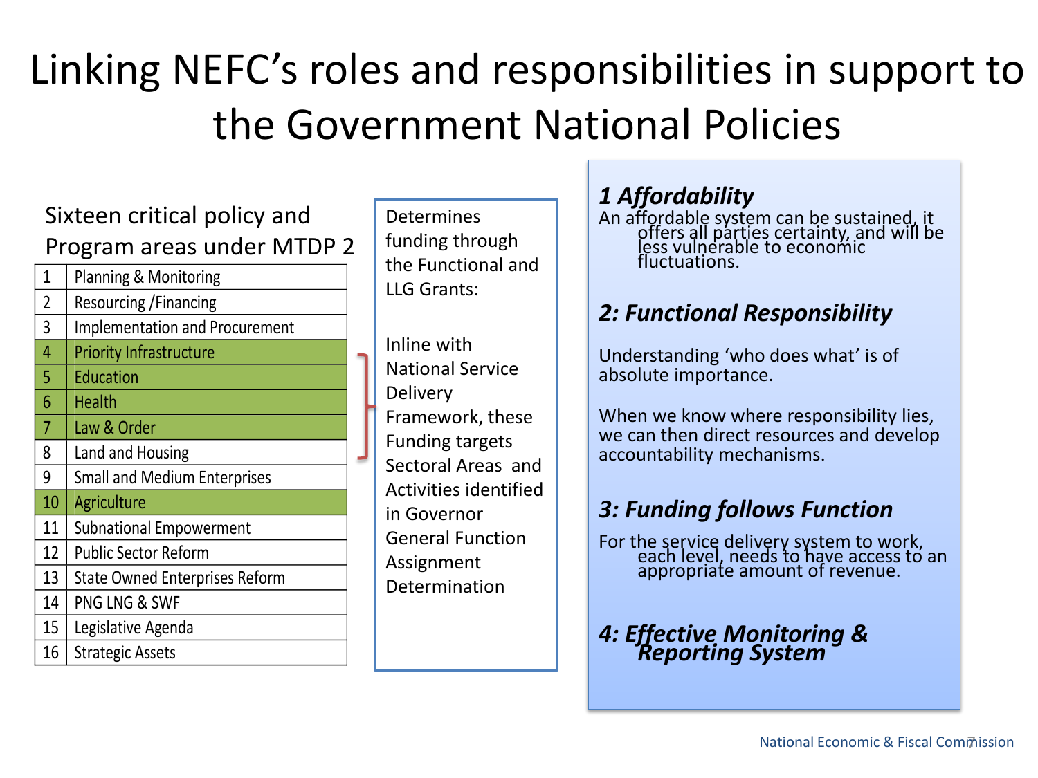# Linking NEFC's roles and responsibilities in support to the Government National Policies

Sixteen critical policy and Program areas under MTDP 2

| | |
|---|---|
| 1 | Planning & Monitoring |
| 2 | Resourcing /Financing |
| 3 | Implementation and Procurement |
| 4 | Priority Infrastructure |
| 5 | Education |
| 6 | Health |
| 7 | Law & Order |
| 8 | Land and Housing |
| 9 | Small and Medium Enterprises |
| 10 | Agriculture |
| 11 | Subnational Empowerment |
| 12 | Public Sector Reform |
| 13 | State Owned Enterprises Reform |
| 14 | PNG LNG & SWF |
| 15 | Legislative Agenda |
| 16 | Strategic Assets |

Determines funding through the Functional and LLG Grants:

Inline with National Service Delivery Framework, these Funding targets Sectoral Areas and Activities identified in Governor General Function Assignment Determination

***1 Affordability***

An affordable system can be sustained, it offers all parties certainty, and will be less vulnerable to economic fluctuations.

***2: Functional Responsibility***

Understanding 'who does what' is of absolute importance.

When we know where responsibility lies, we can then direct resources and develop accountability mechanisms.

***3: Funding follows Function***

For the service delivery system to work, each level, needs to have access to an appropriate amount of revenue.

***4: Effective Monitoring & Reporting System***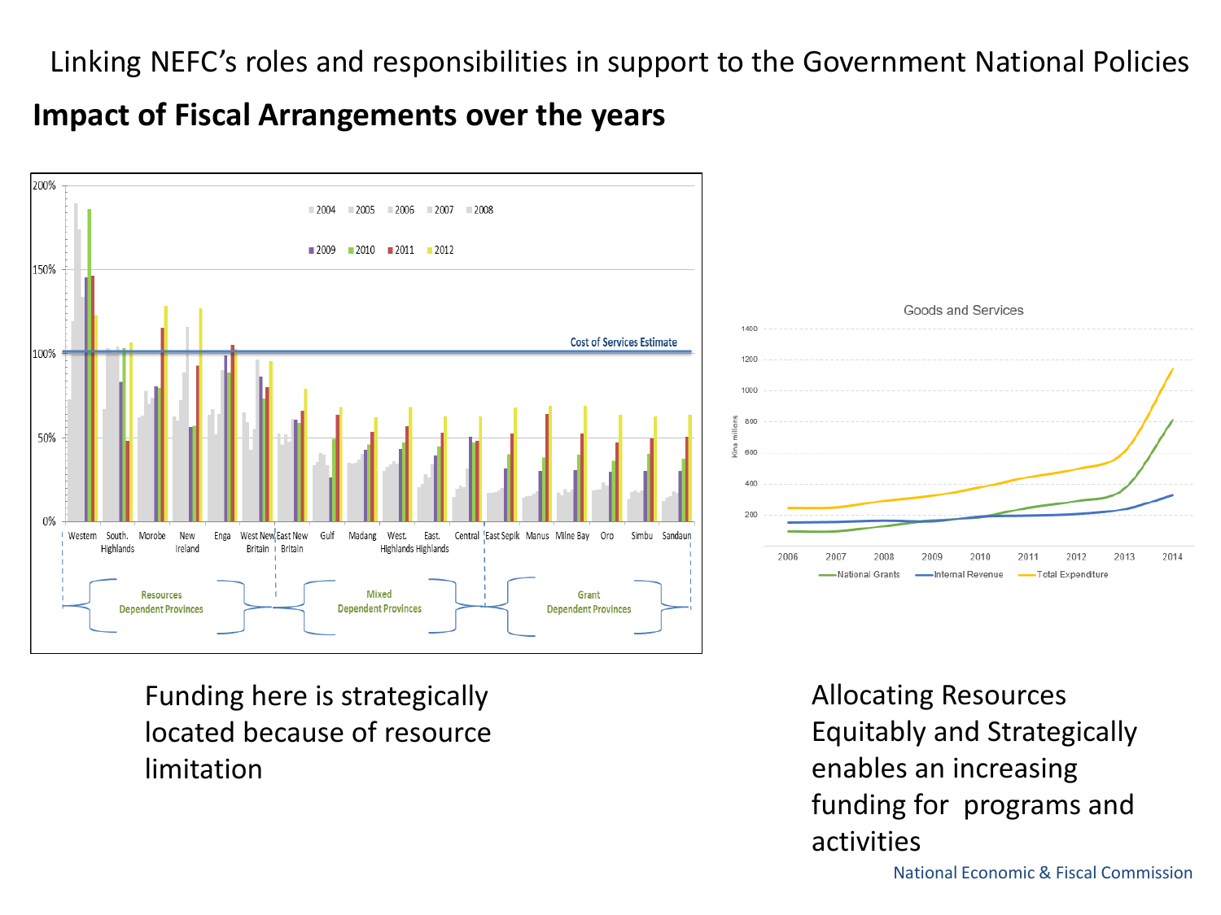Linking NEFC's roles and responsibilities in support to the Government National Policies

## Impact of Fiscal Arrangements over the years

Funding here is strategically located because of resource limitation

Allocating Resources Equitably and Strategically enables an increasing funding for programs and activities

National Economic & Fiscal Commission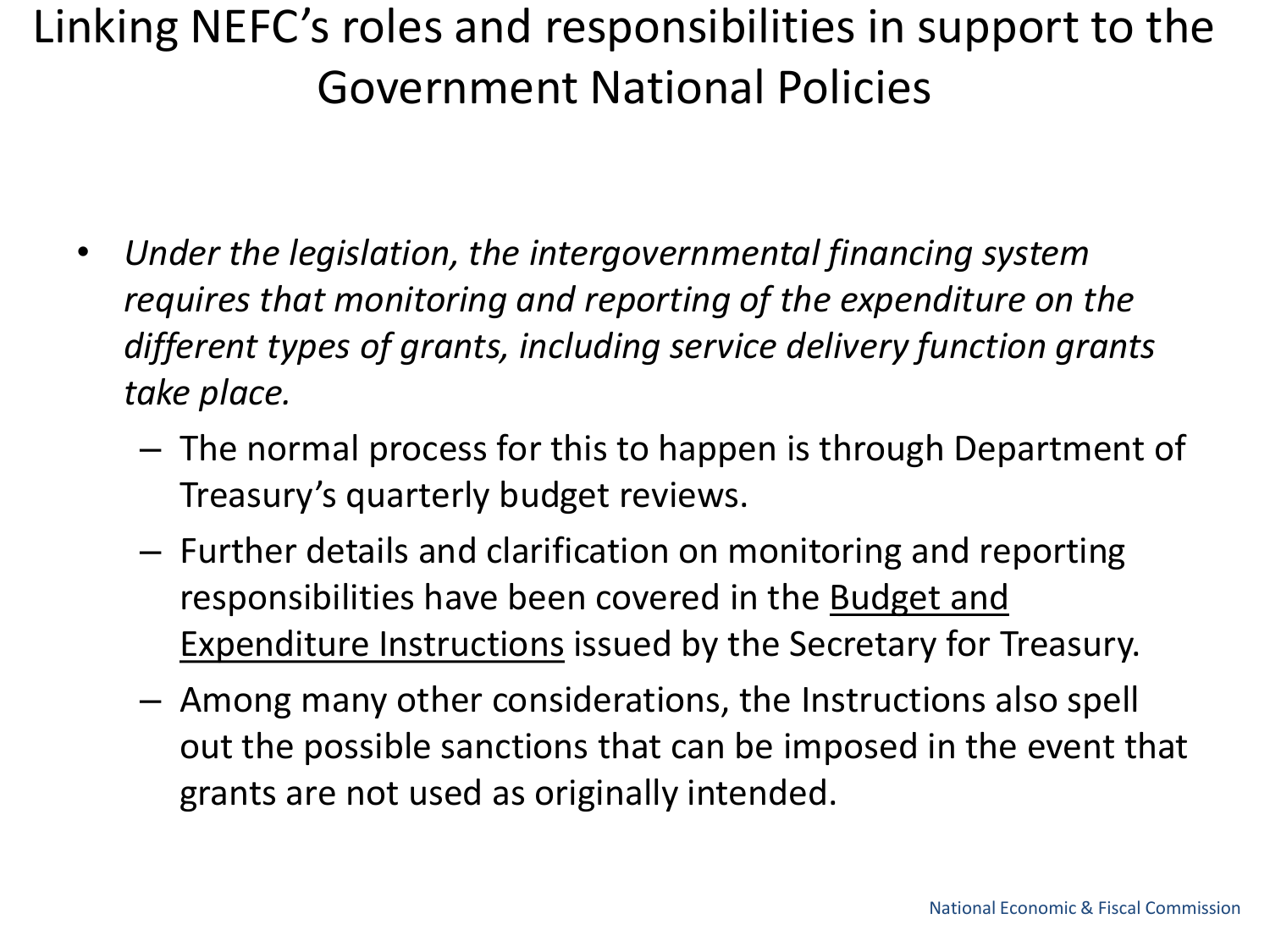# Linking NEFC's roles and responsibilities in support to the Government National Policies

- *Under the legislation, the intergovernmental financing system requires that monitoring and reporting of the expenditure on the different types of grants, including service delivery function grants take place.*
  - The normal process for this to happen is through Department of Treasury's quarterly budget reviews.
  - Further details and clarification on monitoring and reporting responsibilities have been covered in the <u>Budget and Expenditure Instructions</u> issued by the Secretary for Treasury.
  - Among many other considerations, the Instructions also spell out the possible sanctions that can be imposed in the event that grants are not used as originally intended.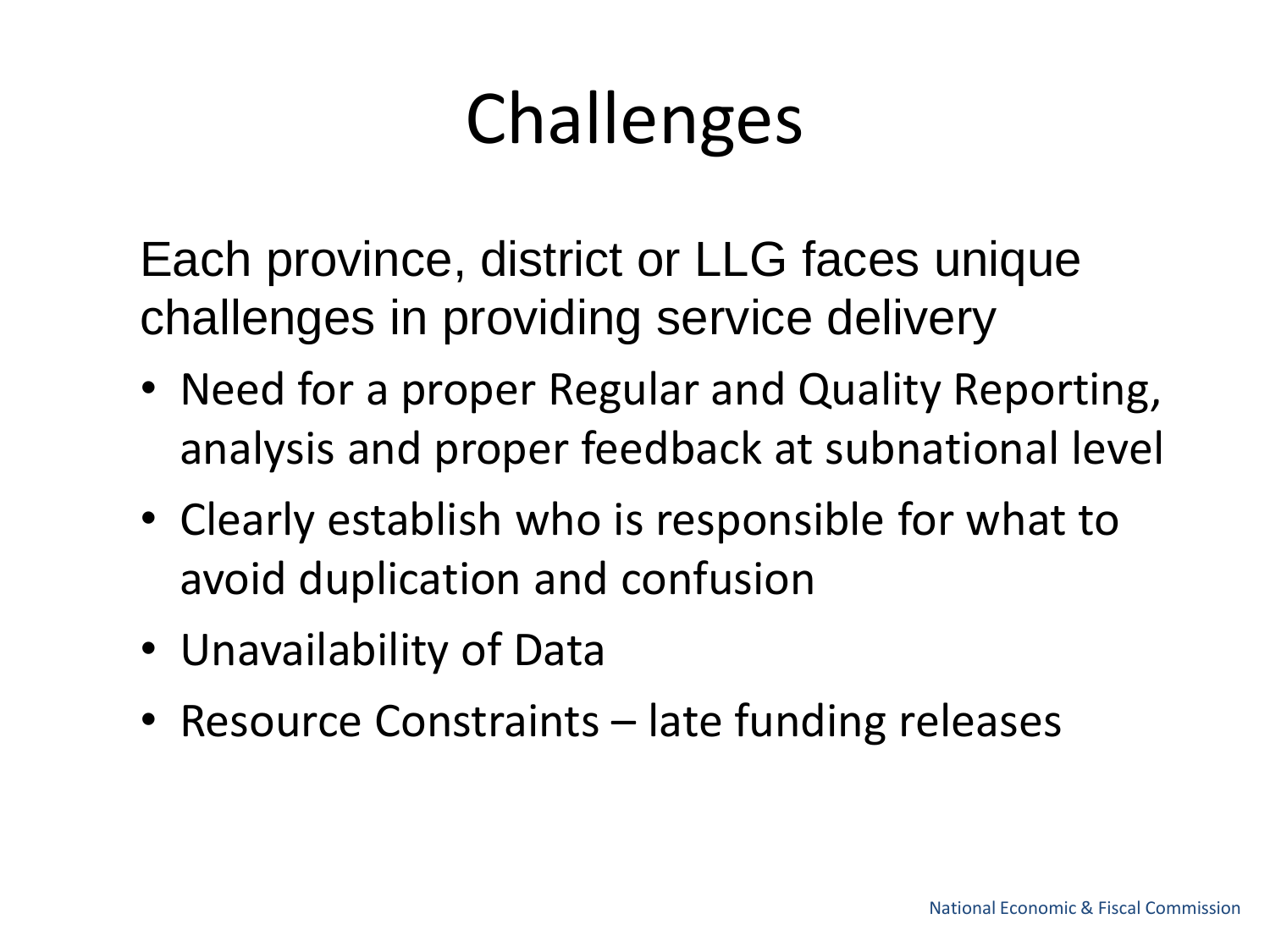# Challenges

Each province, district or LLG faces unique challenges in providing service delivery

- Need for a proper Regular and Quality Reporting, analysis and proper feedback at subnational level
- Clearly establish who is responsible for what to avoid duplication and confusion
- Unavailability of Data
- Resource Constraints – late funding releases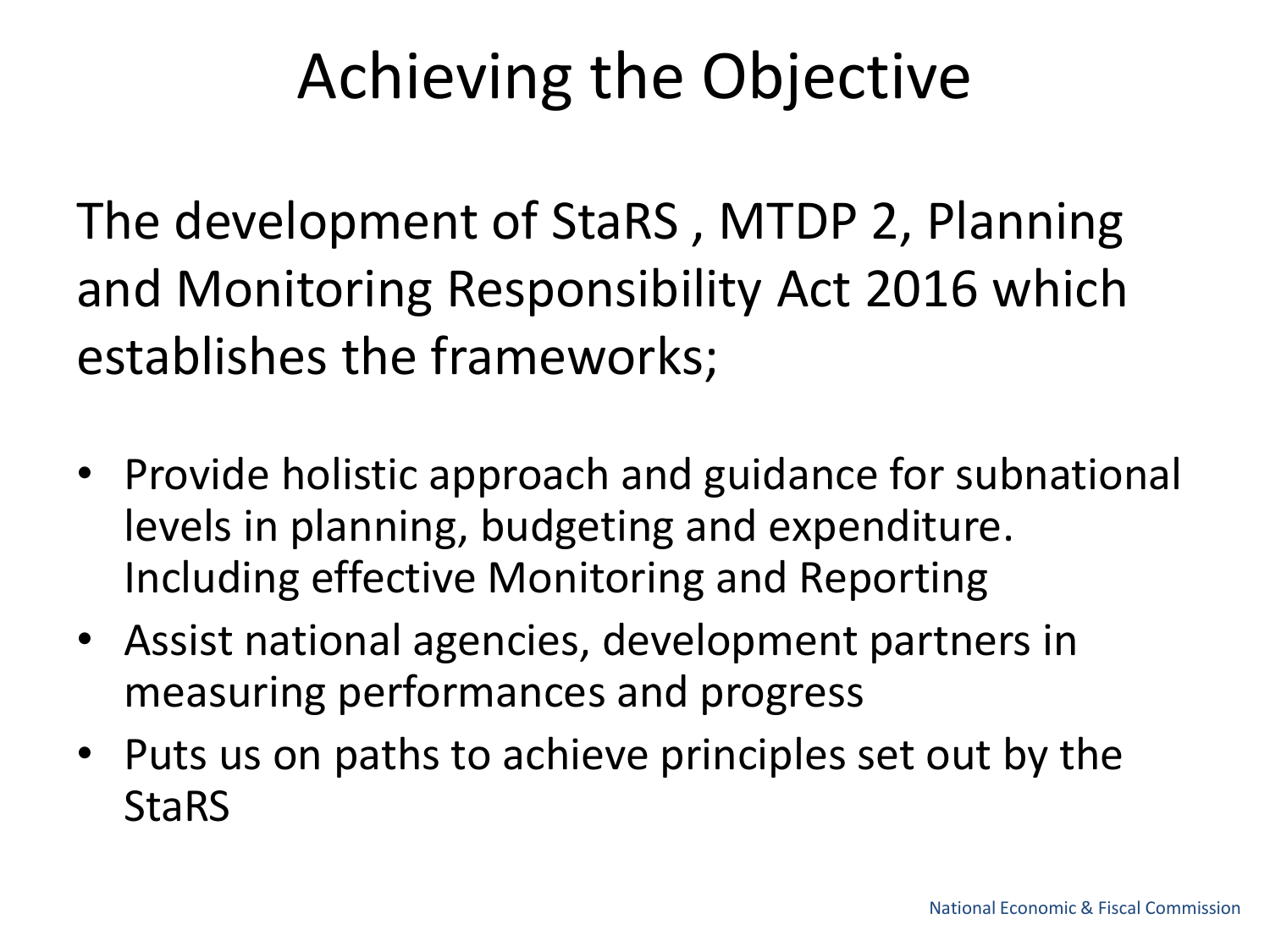# Achieving the Objective

The development of StaRS , MTDP 2, Planning and Monitoring Responsibility Act 2016 which establishes the frameworks;

- Provide holistic approach and guidance for subnational levels in planning, budgeting and expenditure. Including effective Monitoring and Reporting
- Assist national agencies, development partners in measuring performances and progress
- Puts us on paths to achieve principles set out by the StaRS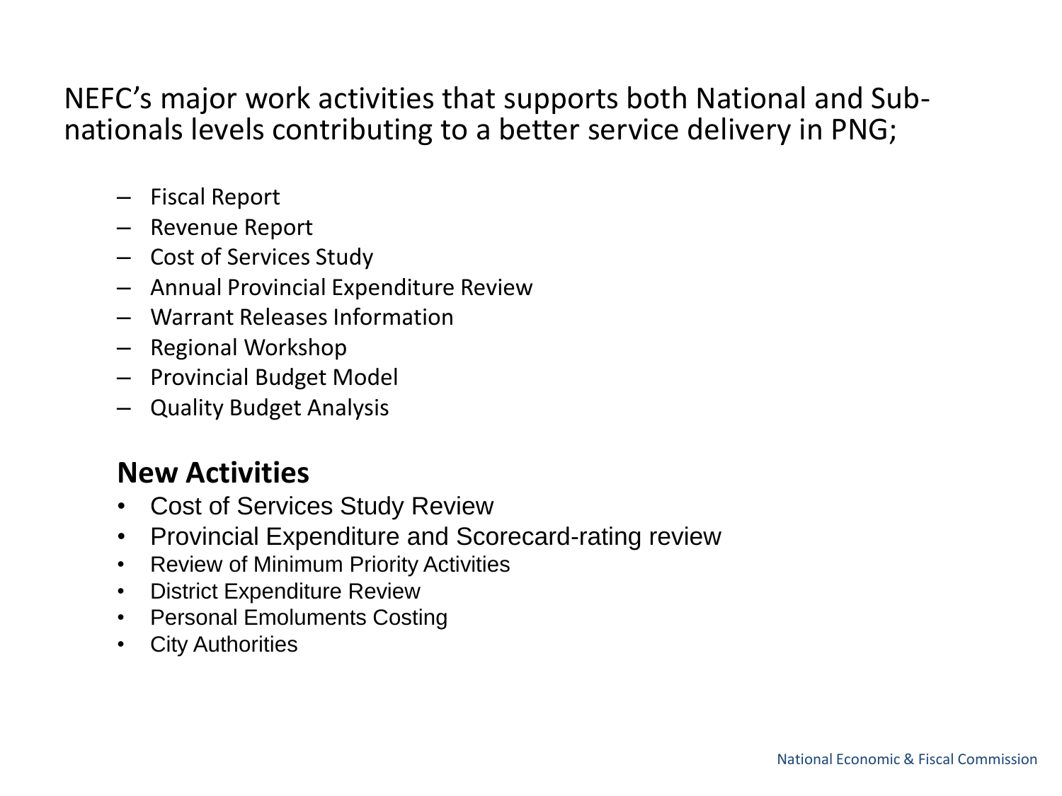NEFC's major work activities that supports both National and Sub-nationals levels contributing to a better service delivery in PNG;

- Fiscal Report
- Revenue Report
- Cost of Services Study
- Annual Provincial Expenditure Review
- Warrant Releases Information
- Regional Workshop
- Provincial Budget Model
- Quality Budget Analysis

## New Activities

- Cost of Services Study Review
- Provincial Expenditure and Scorecard-rating review
- Review of Minimum Priority Activities
- District Expenditure Review
- Personal Emoluments Costing
- City Authorities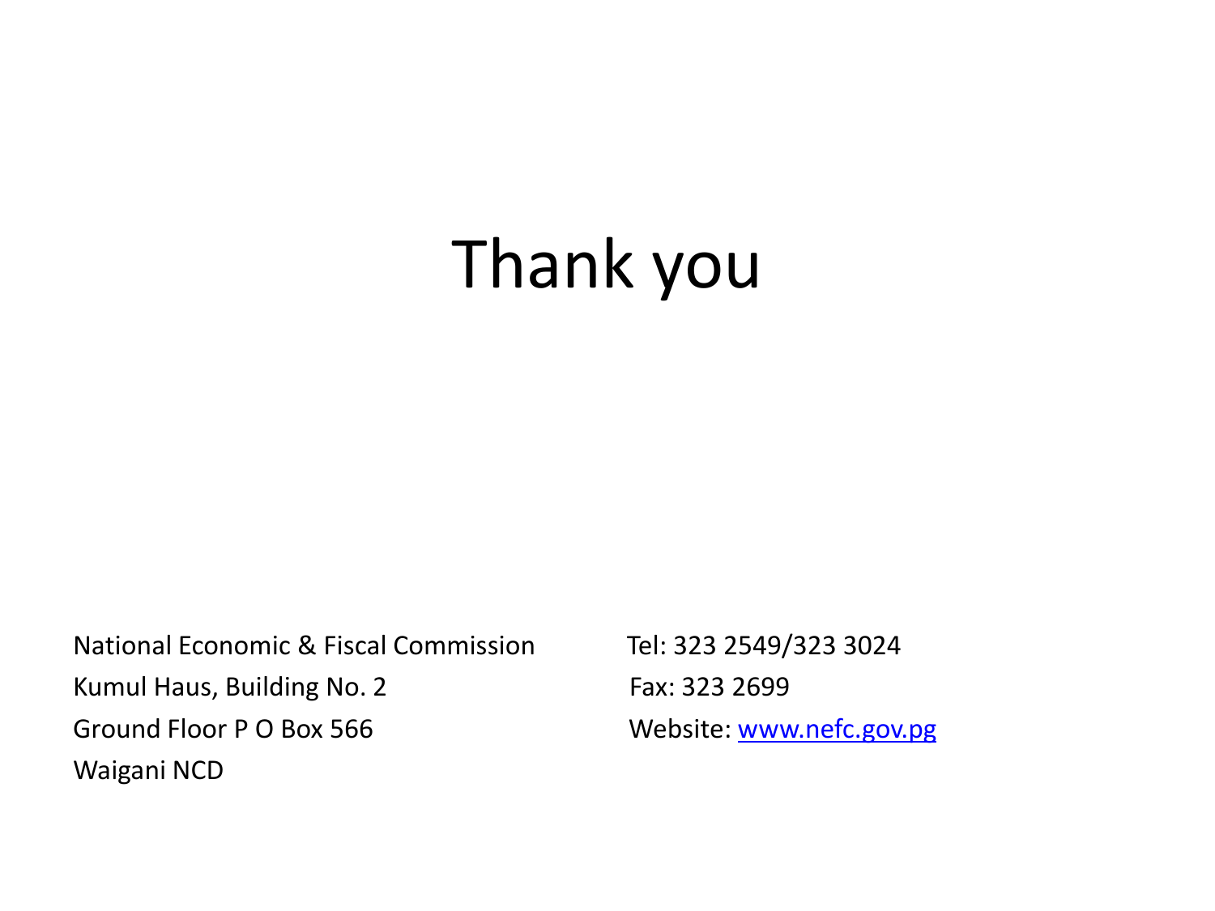# Thank you

National Economic & Fiscal Commission
Kumul Haus, Building No. 2
Ground Floor P O Box 566
Waigani NCD

Tel: 323 2549/323 3024
Fax: 323 2699
Website: [www.nefc.gov.pg](http://www.nefc.gov.pg)